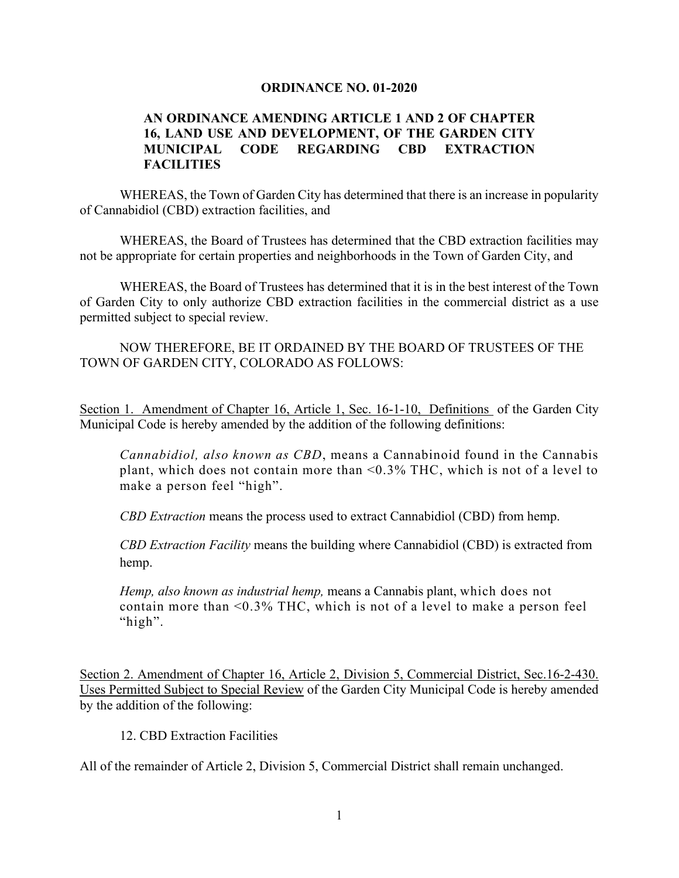**ORDINANCE NO. 01-2020**

**AN ORDINANCE AMENDING ARTICLE 1 AND 2 OF CHAPTER 16, LAND USE AND DEVELOPMENT, OF THE GARDEN CITY MUNICIPAL CODE REGARDING CBD EXTRACTION FACILITIES**

WHEREAS, the Town of Garden City has determined that there is an increase in popularity of Cannabidiol (CBD) extraction facilities, and

WHEREAS, the Board of Trustees has determined that the CBD extraction facilities may not be appropriate for certain properties and neighborhoods in the Town of Garden City, and

WHEREAS, the Board of Trustees has determined that it is in the best interest of the Town of Garden City to only authorize CBD extraction facilities in the commercial district as a use permitted subject to special review.

NOW THEREFORE, BE IT ORDAINED BY THE BOARD OF TRUSTEES OF THE TOWN OF GARDEN CITY, COLORADO AS FOLLOWS:

<u>Section 1. Amendment of Chapter 16, Article 1, Sec. 16-1-10, Definitions</u> of the Garden City Municipal Code is hereby amended by the addition of the following definitions:

> *Cannabidiol, also known as CBD*, means a Cannabinoid found in the Cannabis plant, which does not contain more than <0.3% THC, which is not of a level to make a person feel "high".
>
> *CBD Extraction* means the process used to extract Cannabidiol (CBD) from hemp.
>
> *CBD Extraction Facility* means the building where Cannabidiol (CBD) is extracted from hemp.
>
> *Hemp, also known as industrial hemp,* means a Cannabis plant, which does not contain more than <0.3% THC, which is not of a level to make a person feel "high".

<u>Section 2. Amendment of Chapter 16, Article 2, Division 5, Commercial District, Sec.16-2-430. Uses Permitted Subject to Special Review</u> of the Garden City Municipal Code is hereby amended by the addition of the following:

> 12. CBD Extraction Facilities

All of the remainder of Article 2, Division 5, Commercial District shall remain unchanged.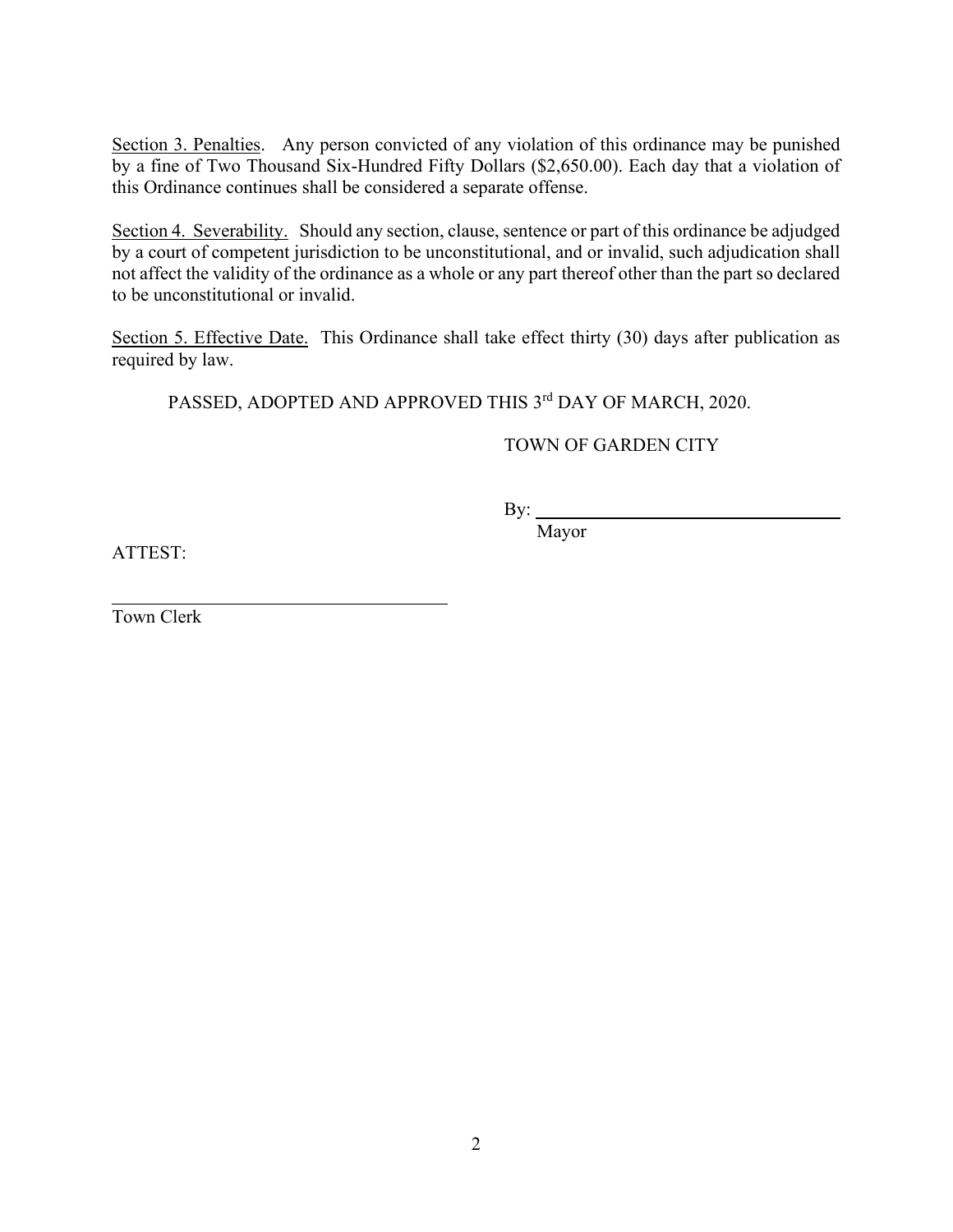<u>Section 3. Penalties</u>. Any person convicted of any violation of this ordinance may be punished by a fine of Two Thousand Six-Hundred Fifty Dollars ($2,650.00). Each day that a violation of this Ordinance continues shall be considered a separate offense.

<u>Section 4. Severability.</u> Should any section, clause, sentence or part of this ordinance be adjudged by a court of competent jurisdiction to be unconstitutional, and or invalid, such adjudication shall not affect the validity of the ordinance as a whole or any part thereof other than the part so declared to be unconstitutional or invalid.

<u>Section 5. Effective Date.</u> This Ordinance shall take effect thirty (30) days after publication as required by law.

PASSED, ADOPTED AND APPROVED THIS 3rd DAY OF MARCH, 2020.

TOWN OF GARDEN CITY

By: \_\_\_\_\_\_\_\_\_\_\_\_\_\_\_\_\_\_\_\_\_\_\_\_\_\_\_\_\_\_\_\_
Mayor

ATTEST:

\_\_\_\_\_\_\_\_\_\_\_\_\_\_\_\_\_\_\_\_\_\_\_\_\_\_\_\_\_\_\_\_
Town Clerk